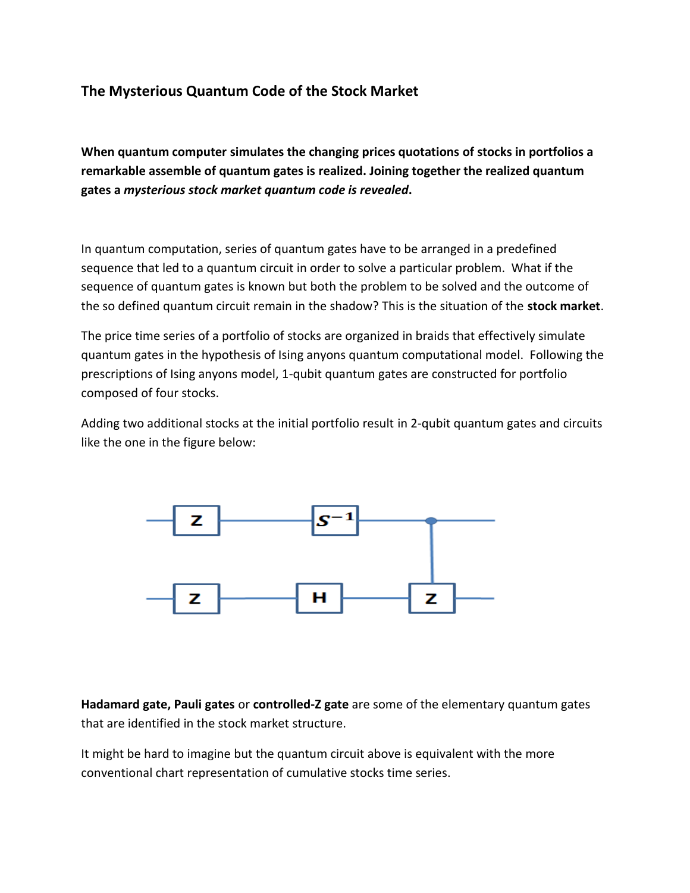# The Mysterious Quantum Code of the Stock Market

**When quantum computer simulates the changing prices quotations of stocks in portfolios a remarkable assemble of quantum gates is realized. Joining together the realized quantum gates a *mysterious stock market quantum code is revealed*.**

In quantum computation, series of quantum gates have to be arranged in a predefined sequence that led to a quantum circuit in order to solve a particular problem. What if the sequence of quantum gates is known but both the problem to be solved and the outcome of the so defined quantum circuit remain in the shadow? This is the situation of the **stock market**.

The price time series of a portfolio of stocks are organized in braids that effectively simulate quantum gates in the hypothesis of Ising anyons quantum computational model. Following the prescriptions of Ising anyons model, 1-qubit quantum gates are constructed for portfolio composed of four stocks.

Adding two additional stocks at the initial portfolio result in 2-qubit quantum gates and circuits like the one in the figure below:

**Hadamard gate, Pauli gates** or **controlled-Z gate** are some of the elementary quantum gates that are identified in the stock market structure.

It might be hard to imagine but the quantum circuit above is equivalent with the more conventional chart representation of cumulative stocks time series.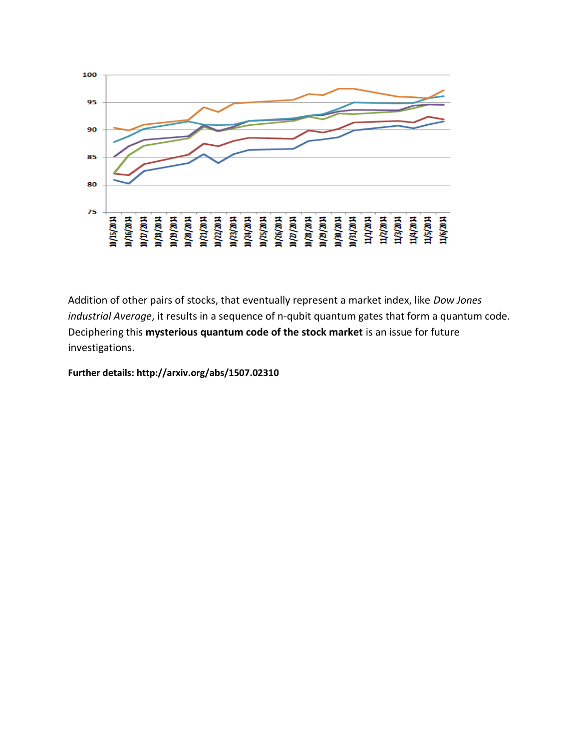100
95
90
85
80
75

10/15/2014
10/16/2014
10/17/2014
10/18/2014
10/19/2014
10/20/2014
10/21/2014
10/22/2014
10/23/2014
10/24/2014
10/25/2014
10/26/2014
10/27/2014
10/28/2014
10/29/2014
10/30/2014
10/31/2014
11/1/2014
11/2/2014
11/3/2014
11/4/2014
11/5/2014
11/6/2014

Addition of other pairs of stocks, that eventually represent a market index, like *Dow Jones industrial Average*, it results in a sequence of n-qubit quantum gates that form a quantum code. Deciphering this **mysterious quantum code of the stock market** is an issue for future investigations.

**Further details: http://arxiv.org/abs/1507.02310**